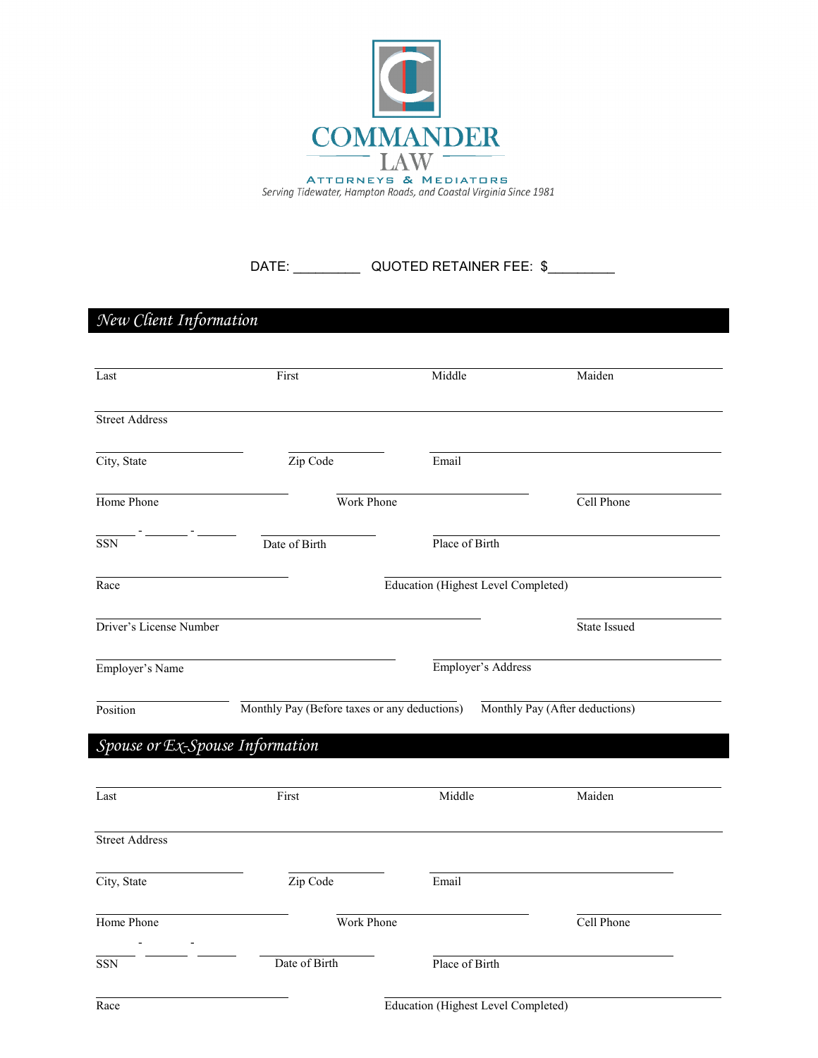# COMMANDER LAW

ATTORNEYS & MEDIATORS

*Serving Tidewater, Hampton Roads, and Coastal Virginia Since 1981*

DATE: _________ QUOTED RETAINER FEE: $_________

## *New Client Information*

Last First Middle Maiden

Street Address

City, State Zip Code Email

Home Phone Work Phone Cell Phone

_____ - ______ - _____

SSN Date of Birth Place of Birth

Race Education (Highest Level Completed)

Driver's License Number State Issued

Employer's Name Employer's Address

Position Monthly Pay (Before taxes or any deductions) Monthly Pay (After deductions)

## *Spouse or Ex-Spouse Information*

Last First Middle Maiden

Street Address

City, State Zip Code Email

Home Phone Work Phone Cell Phone

_____ - ______ - _____

SSN Date of Birth Place of Birth

Race Education (Highest Level Completed)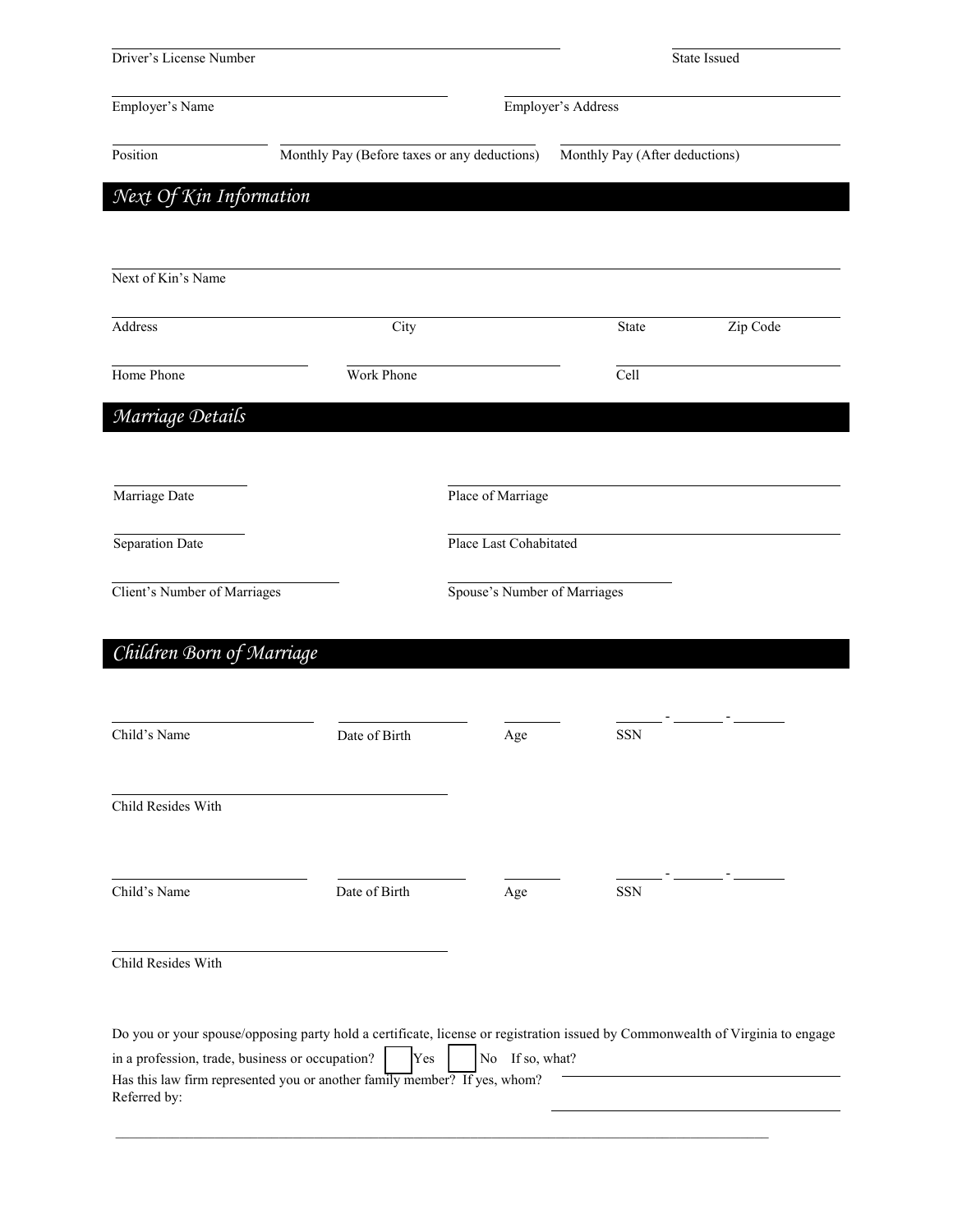Driver's License Number ______________________ State Issued ______________________

Employer's Name ______________________ Employer's Address ______________________

Position ______________________ Monthly Pay (Before taxes or any deductions) ______________________ Monthly Pay (After deductions) ______________________

## *Next Of Kin Information*

Next of Kin's Name ______________________

Address ______________________ City ______________________ State ______________________ Zip Code ______________________

Home Phone ______________________ Work Phone ______________________ Cell ______________________

## *Marriage Details*

Marriage Date ______________________ Place of Marriage ______________________

Separation Date ______________________ Place Last Cohabitated ______________________

Client's Number of Marriages ______________________ Spouse's Number of Marriages ______________________

## *Children Born of Marriage*

Child's Name ______________________ Date of Birth ______________________ Age ______ SSN ______ - ______ - ______

Child Resides With ______________________

Child's Name ______________________ Date of Birth ______________________ Age ______ SSN ______ - ______ - ______

Child Resides With ______________________

Do you or your spouse/opposing party hold a certificate, license or registration issued by Commonwealth of Virginia to engage in a profession, trade, business or occupation? ☐ Yes ☐ No If so, what? ______________________

Has this law firm represented you or another family member? If yes, whom? ______________________

Referred by: ______________________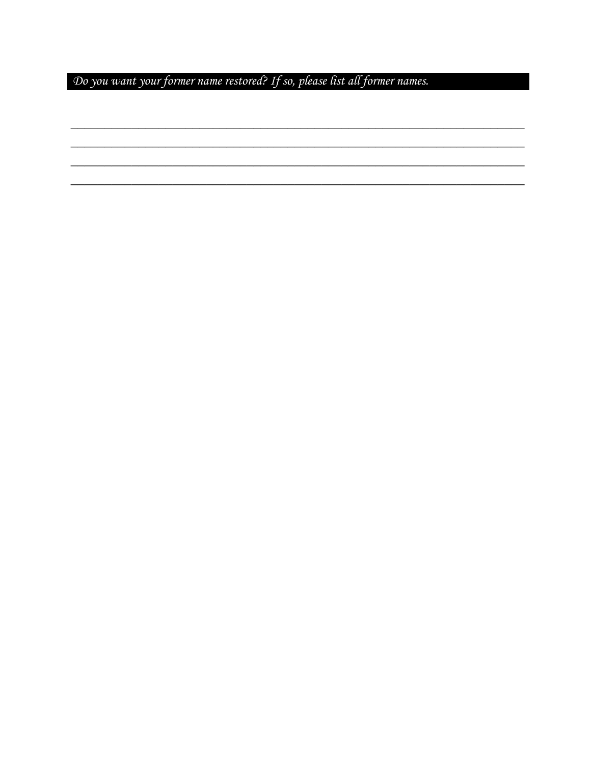***Do you want your former name restored? If so, please list all former names.***

______________________________________________________________________________

______________________________________________________________________________

______________________________________________________________________________

______________________________________________________________________________